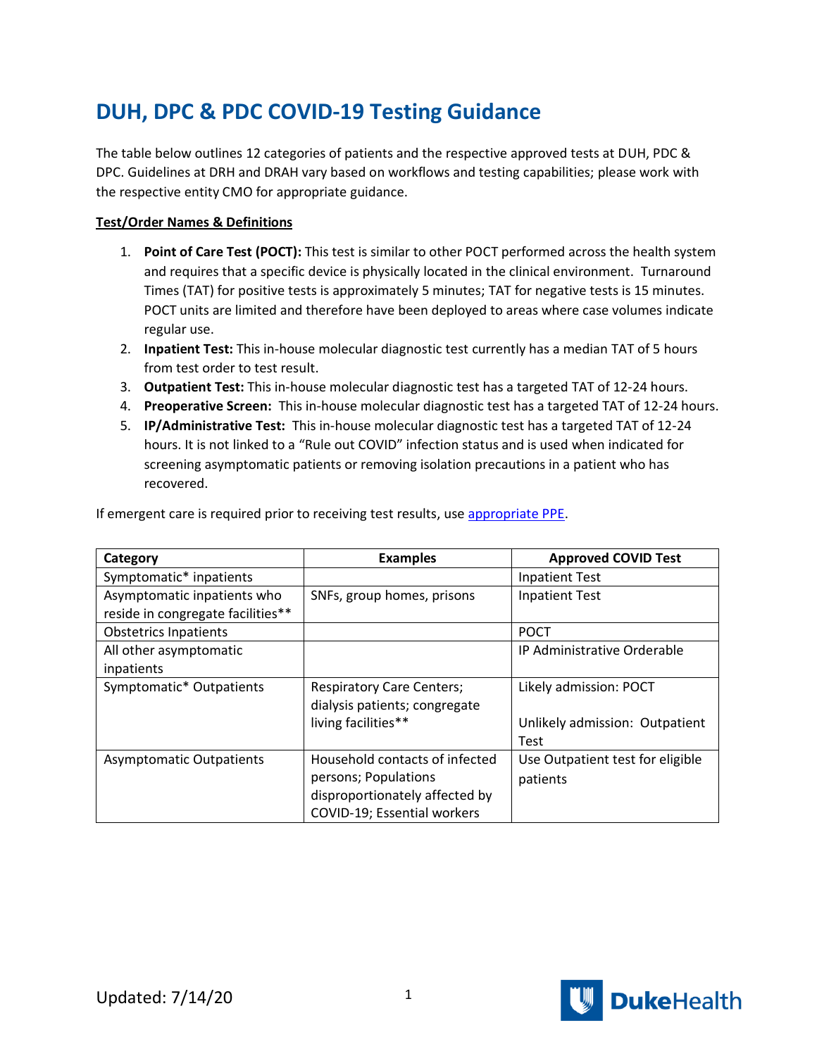# DUH, DPC & PDC COVID-19 Testing Guidance

The table below outlines 12 categories of patients and the respective approved tests at DUH, PDC & DPC. Guidelines at DRH and DRAH vary based on workflows and testing capabilities; please work with the respective entity CMO for appropriate guidance.

**Test/Order Names & Definitions**

1. **Point of Care Test (POCT):** This test is similar to other POCT performed across the health system and requires that a specific device is physically located in the clinical environment. Turnaround Times (TAT) for positive tests is approximately 5 minutes; TAT for negative tests is 15 minutes. POCT units are limited and therefore have been deployed to areas where case volumes indicate regular use.
2. **Inpatient Test:** This in-house molecular diagnostic test currently has a median TAT of 5 hours from test order to test result.
3. **Outpatient Test:** This in-house molecular diagnostic test has a targeted TAT of 12-24 hours.
4. **Preoperative Screen:** This in-house molecular diagnostic test has a targeted TAT of 12-24 hours.
5. **IP/Administrative Test:** This in-house molecular diagnostic test has a targeted TAT of 12-24 hours. It is not linked to a "Rule out COVID" infection status and is used when indicated for screening asymptomatic patients or removing isolation precautions in a patient who has recovered.

If emergent care is required prior to receiving test results, use appropriate PPE.

| Category | Examples | Approved COVID Test |
|---|---|---|
| Symptomatic* inpatients | | Inpatient Test |
| Asymptomatic inpatients who reside in congregate facilities** | SNFs, group homes, prisons | Inpatient Test |
| Obstetrics Inpatients | | POCT |
| All other asymptomatic inpatients | | IP Administrative Orderable |
| Symptomatic* Outpatients | Respiratory Care Centers; dialysis patients; congregate living facilities** | Likely admission: POCT<br><br>Unlikely admission: Outpatient Test |
| Asymptomatic Outpatients | Household contacts of infected persons; Populations disproportionately affected by COVID-19; Essential workers | Use Outpatient test for eligible patients |

Updated: 7/14/20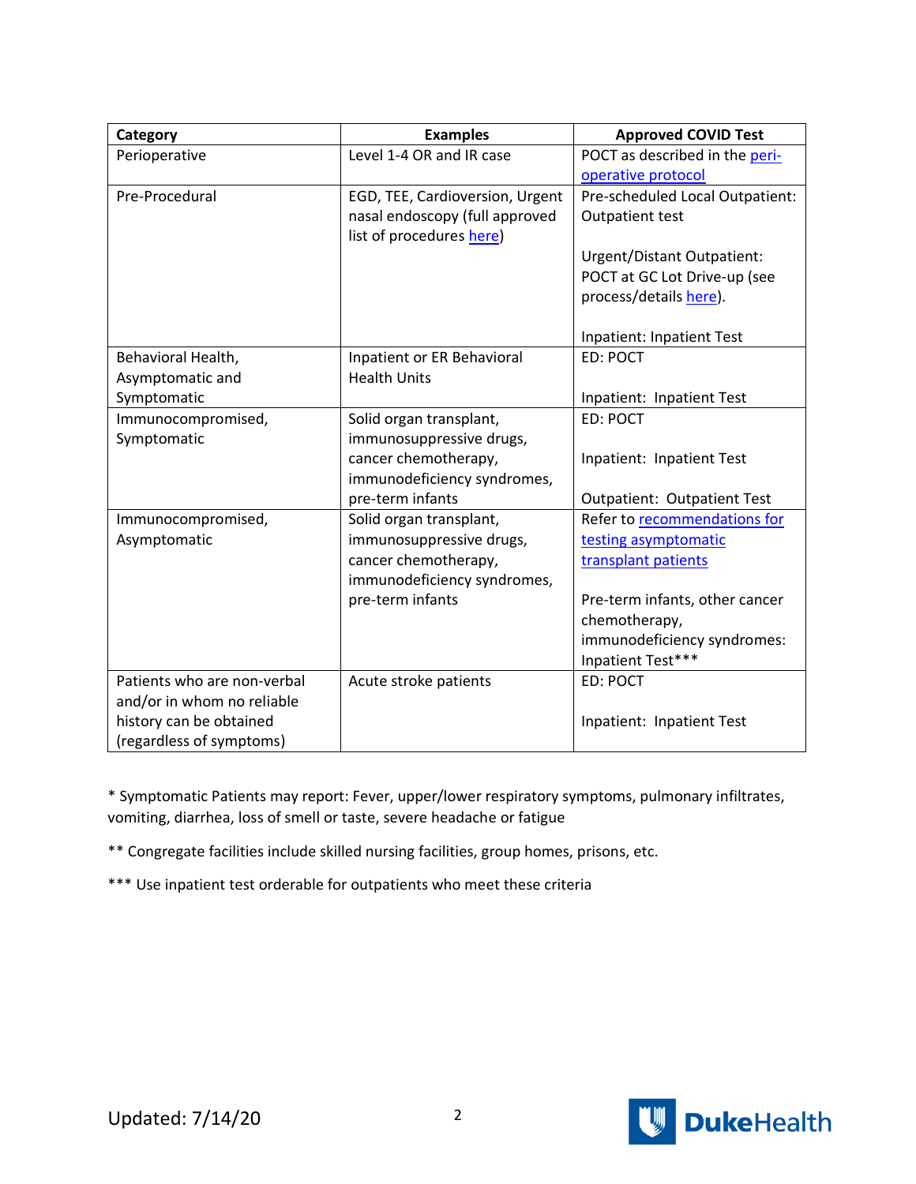| Category | Examples | Approved COVID Test |
|---|---|---|
| Perioperative | Level 1-4 OR and IR case | POCT as described in the peri-operative protocol |
| Pre-Procedural | EGD, TEE, Cardioversion, Urgent nasal endoscopy (full approved list of procedures here) | Pre-scheduled Local Outpatient: Outpatient test<br><br>Urgent/Distant Outpatient: POCT at GC Lot Drive-up (see process/details here).<br><br>Inpatient: Inpatient Test |
| Behavioral Health, Asymptomatic and Symptomatic | Inpatient or ER Behavioral Health Units | ED: POCT<br><br>Inpatient: Inpatient Test |
| Immunocompromised, Symptomatic | Solid organ transplant, immunosuppressive drugs, cancer chemotherapy, immunodeficiency syndromes, pre-term infants | ED: POCT<br><br>Inpatient: Inpatient Test<br><br>Outpatient: Outpatient Test |
| Immunocompromised, Asymptomatic | Solid organ transplant, immunosuppressive drugs, cancer chemotherapy, immunodeficiency syndromes, pre-term infants | Refer to recommendations for testing asymptomatic transplant patients<br><br>Pre-term infants, other cancer chemotherapy, immunodeficiency syndromes: Inpatient Test*** |
| Patients who are non-verbal and/or in whom no reliable history can be obtained (regardless of symptoms) | Acute stroke patients | ED: POCT<br><br>Inpatient: Inpatient Test |

* Symptomatic Patients may report: Fever, upper/lower respiratory symptoms, pulmonary infiltrates, vomiting, diarrhea, loss of smell or taste, severe headache or fatigue

** Congregate facilities include skilled nursing facilities, group homes, prisons, etc.

*** Use inpatient test orderable for outpatients who meet these criteria

Updated: 7/14/20